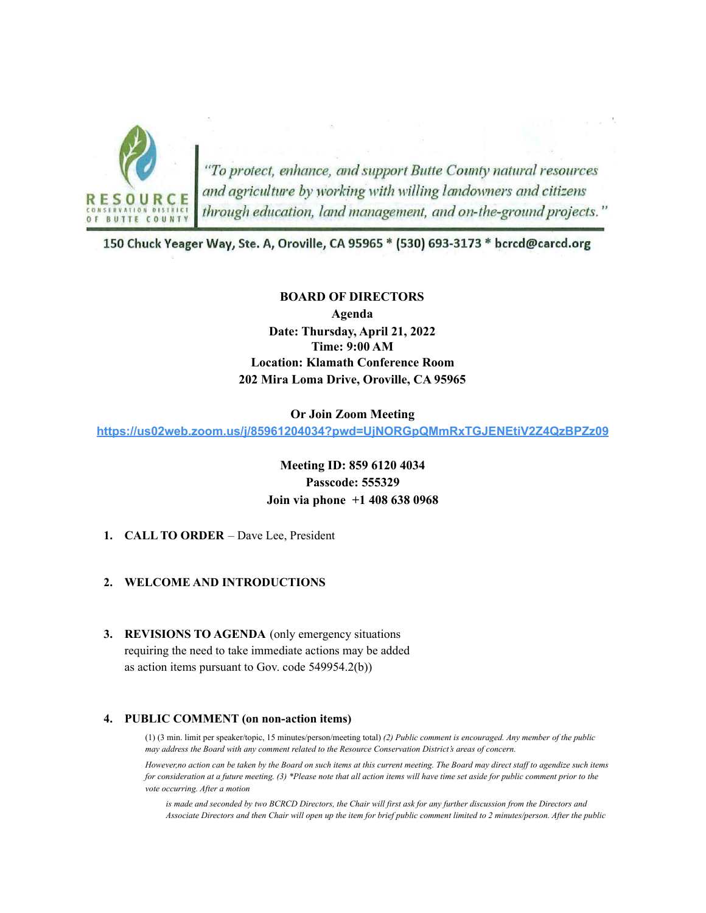RESOURCE CONSERVATION DISTRICT OF BUTTE COUNTY

*"To protect, enhance, and support Butte County natural resources and agriculture by working with willing landowners and citizens through education, land management, and on-the-ground projects."*

150 Chuck Yeager Way, Ste. A, Oroville, CA 95965 * (530) 693-3173 * bcrcd@carcd.org

**BOARD OF DIRECTORS**
**Agenda**
**Date: Thursday, April 21, 2022**
**Time: 9:00 AM**
**Location: Klamath Conference Room**
**202 Mira Loma Drive, Oroville, CA 95965**

**Or Join Zoom Meeting**
https://us02web.zoom.us/j/85961204034?pwd=UjNORGpQMmRxTGJENEtiV2Z4QzBPZz09

**Meeting ID: 859 6120 4034**
**Passcode: 555329**
**Join via phone +1 408 638 0968**

1. **CALL TO ORDER** – Dave Lee, President

2. **WELCOME AND INTRODUCTIONS**

3. **REVISIONS TO AGENDA** (only emergency situations requiring the need to take immediate actions may be added as action items pursuant to Gov. code 549954.2(b))

4. **PUBLIC COMMENT (on non-action items)**

   (1) (3 min. limit per speaker/topic, 15 minutes/person/meeting total) *(2) Public comment is encouraged. Any member of the public may address the Board with any comment related to the Resource Conservation District's areas of concern.*

   *However,no action can be taken by the Board on such items at this current meeting. The Board may direct staff to agendize such items for consideration at a future meeting. (3) *Please note that all action items will have time set aside for public comment prior to the vote occurring. After a motion*

   *is made and seconded by two BCRCD Directors, the Chair will first ask for any further discussion from the Directors and Associate Directors and then Chair will open up the item for brief public comment limited to 2 minutes/person. After the public*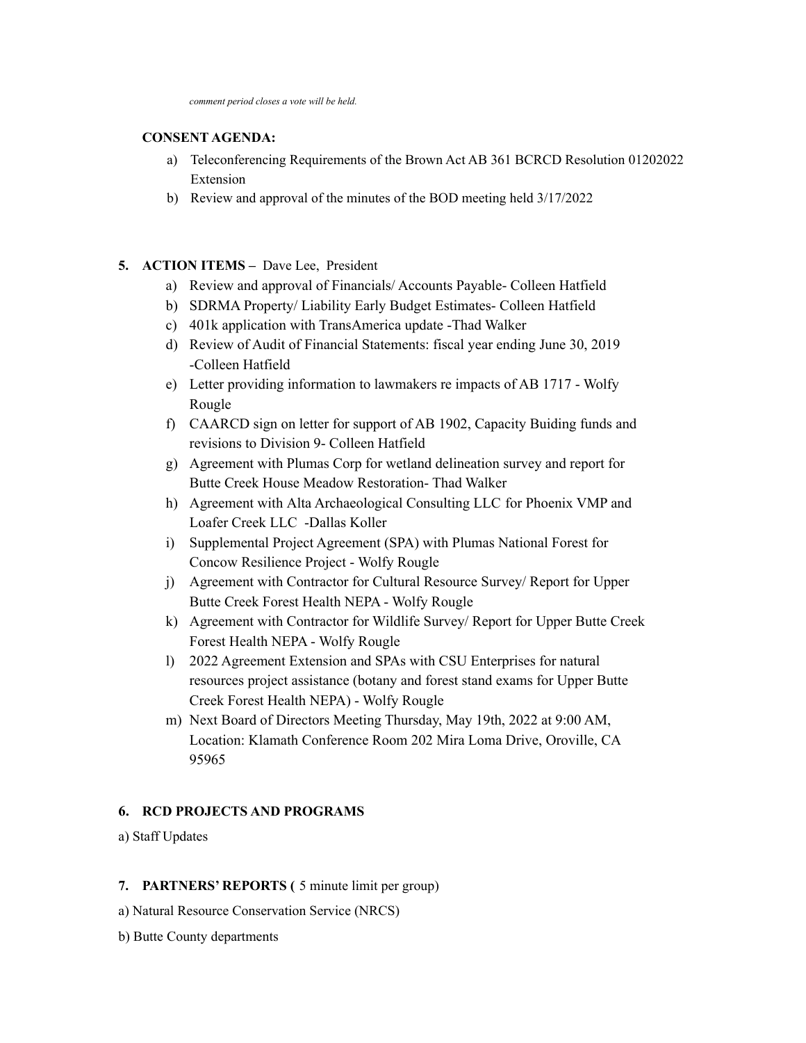*comment period closes a vote will be held.*

**CONSENT AGENDA:**

a) Teleconferencing Requirements of the Brown Act AB 361 BCRCD Resolution 01202022 Extension
b) Review and approval of the minutes of the BOD meeting held 3/17/2022

**5. ACTION ITEMS –** Dave Lee, President

a) Review and approval of Financials/ Accounts Payable- Colleen Hatfield
b) SDRMA Property/ Liability Early Budget Estimates- Colleen Hatfield
c) 401k application with TransAmerica update -Thad Walker
d) Review of Audit of Financial Statements: fiscal year ending June 30, 2019 -Colleen Hatfield
e) Letter providing information to lawmakers re impacts of AB 1717 - Wolfy Rougle
f) CAARCD sign on letter for support of AB 1902, Capacity Buiding funds and revisions to Division 9- Colleen Hatfield
g) Agreement with Plumas Corp for wetland delineation survey and report for Butte Creek House Meadow Restoration- Thad Walker
h) Agreement with Alta Archaeological Consulting LLC for Phoenix VMP and Loafer Creek LLC -Dallas Koller
i) Supplemental Project Agreement (SPA) with Plumas National Forest for Concow Resilience Project - Wolfy Rougle
j) Agreement with Contractor for Cultural Resource Survey/ Report for Upper Butte Creek Forest Health NEPA - Wolfy Rougle
k) Agreement with Contractor for Wildlife Survey/ Report for Upper Butte Creek Forest Health NEPA - Wolfy Rougle
l) 2022 Agreement Extension and SPAs with CSU Enterprises for natural resources project assistance (botany and forest stand exams for Upper Butte Creek Forest Health NEPA) - Wolfy Rougle
m) Next Board of Directors Meeting Thursday, May 19th, 2022 at 9:00 AM, Location: Klamath Conference Room 202 Mira Loma Drive, Oroville, CA 95965

**6. RCD PROJECTS AND PROGRAMS**

a) Staff Updates

**7. PARTNERS' REPORTS (** 5 minute limit per group)

a) Natural Resource Conservation Service (NRCS)

b) Butte County departments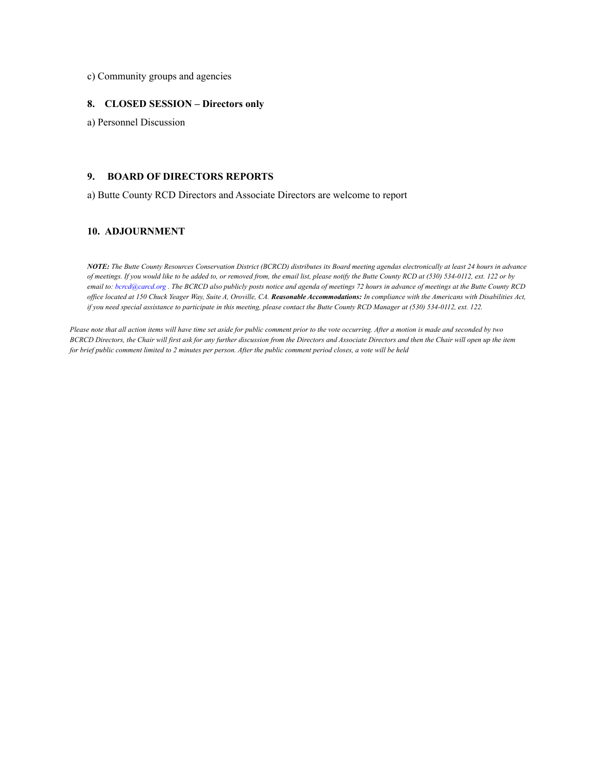c) Community groups and agencies

**8. CLOSED SESSION – Directors only**

a) Personnel Discussion

**9. BOARD OF DIRECTORS REPORTS**

a) Butte County RCD Directors and Associate Directors are welcome to report

**10. ADJOURNMENT**

***NOTE:*** *The Butte County Resources Conservation District (BCRCD) distributes its Board meeting agendas electronically at least 24 hours in advance of meetings. If you would like to be added to, or removed from, the email list, please notify the Butte County RCD at (530) 534-0112, ext. 122 or by email to: bcrcd@carcd.org . The BCRCD also publicly posts notice and agenda of meetings 72 hours in advance of meetings at the Butte County RCD office located at 150 Chuck Yeager Way, Suite A, Oroville, CA.* ***Reasonable Accommodations:*** *In compliance with the Americans with Disabilities Act, if you need special assistance to participate in this meeting, please contact the Butte County RCD Manager at (530) 534-0112, ext. 122.*

*Please note that all action items will have time set aside for public comment prior to the vote occurring. After a motion is made and seconded by two BCRCD Directors, the Chair will first ask for any further discussion from the Directors and Associate Directors and then the Chair will open up the item for brief public comment limited to 2 minutes per person. After the public comment period closes, a vote will be held*